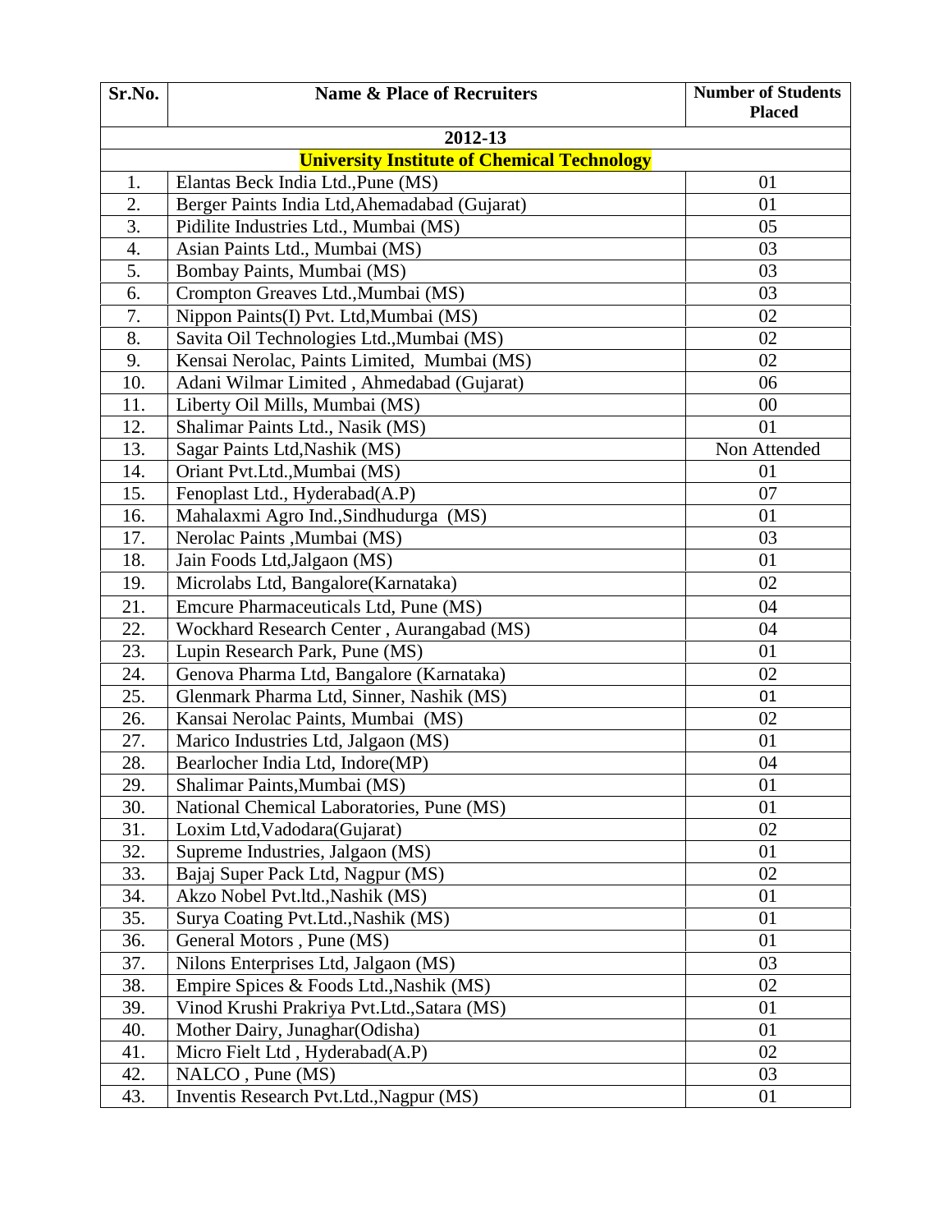| Sr.No. | Name & Place of Recruiters | Number of Students Placed |
|---|---|---|
| **2012-13** | | |
| **University Institute of Chemical Technology** | | |
| 1. | Elantas Beck India Ltd.,Pune (MS) | 01 |
| 2. | Berger Paints India Ltd,Ahemadabad (Gujarat) | 01 |
| 3. | Pidilite Industries Ltd., Mumbai (MS) | 05 |
| 4. | Asian Paints Ltd., Mumbai (MS) | 03 |
| 5. | Bombay Paints, Mumbai (MS) | 03 |
| 6. | Crompton Greaves Ltd.,Mumbai (MS) | 03 |
| 7. | Nippon Paints(I) Pvt. Ltd,Mumbai (MS) | 02 |
| 8. | Savita Oil Technologies Ltd.,Mumbai (MS) | 02 |
| 9. | Kensai Nerolac, Paints Limited, Mumbai (MS) | 02 |
| 10. | Adani Wilmar Limited , Ahmedabad (Gujarat) | 06 |
| 11. | Liberty Oil Mills, Mumbai (MS) | 00 |
| 12. | Shalimar Paints Ltd., Nasik (MS) | 01 |
| 13. | Sagar Paints Ltd,Nashik (MS) | Non Attended |
| 14. | Oriant Pvt.Ltd.,Mumbai (MS) | 01 |
| 15. | Fenoplast Ltd., Hyderabad(A.P) | 07 |
| 16. | Mahalaxmi Agro Ind.,Sindhudurga (MS) | 01 |
| 17. | Nerolac Paints ,Mumbai (MS) | 03 |
| 18. | Jain Foods Ltd,Jalgaon (MS) | 01 |
| 19. | Microlabs Ltd, Bangalore(Karnataka) | 02 |
| 21. | Emcure Pharmaceuticals Ltd, Pune (MS) | 04 |
| 22. | Wockhard Research Center , Aurangabad (MS) | 04 |
| 23. | Lupin Research Park, Pune (MS) | 01 |
| 24. | Genova Pharma Ltd, Bangalore (Karnataka) | 02 |
| 25. | Glenmark Pharma Ltd, Sinner, Nashik (MS) | 01 |
| 26. | Kansai Nerolac Paints, Mumbai (MS) | 02 |
| 27. | Marico Industries Ltd, Jalgaon (MS) | 01 |
| 28. | Bearlocher India Ltd, Indore(MP) | 04 |
| 29. | Shalimar Paints,Mumbai (MS) | 01 |
| 30. | National Chemical Laboratories, Pune (MS) | 01 |
| 31. | Loxim Ltd,Vadodara(Gujarat) | 02 |
| 32. | Supreme Industries, Jalgaon (MS) | 01 |
| 33. | Bajaj Super Pack Ltd, Nagpur (MS) | 02 |
| 34. | Akzo Nobel Pvt.ltd.,Nashik (MS) | 01 |
| 35. | Surya Coating Pvt.Ltd.,Nashik (MS) | 01 |
| 36. | General Motors , Pune (MS) | 01 |
| 37. | Nilons Enterprises Ltd, Jalgaon (MS) | 03 |
| 38. | Empire Spices & Foods Ltd.,Nashik (MS) | 02 |
| 39. | Vinod Krushi Prakriya Pvt.Ltd.,Satara (MS) | 01 |
| 40. | Mother Dairy, Junaghar(Odisha) | 01 |
| 41. | Micro Fielt Ltd , Hyderabad(A.P) | 02 |
| 42. | NALCO , Pune (MS) | 03 |
| 43. | Inventis Research Pvt.Ltd.,Nagpur (MS) | 01 |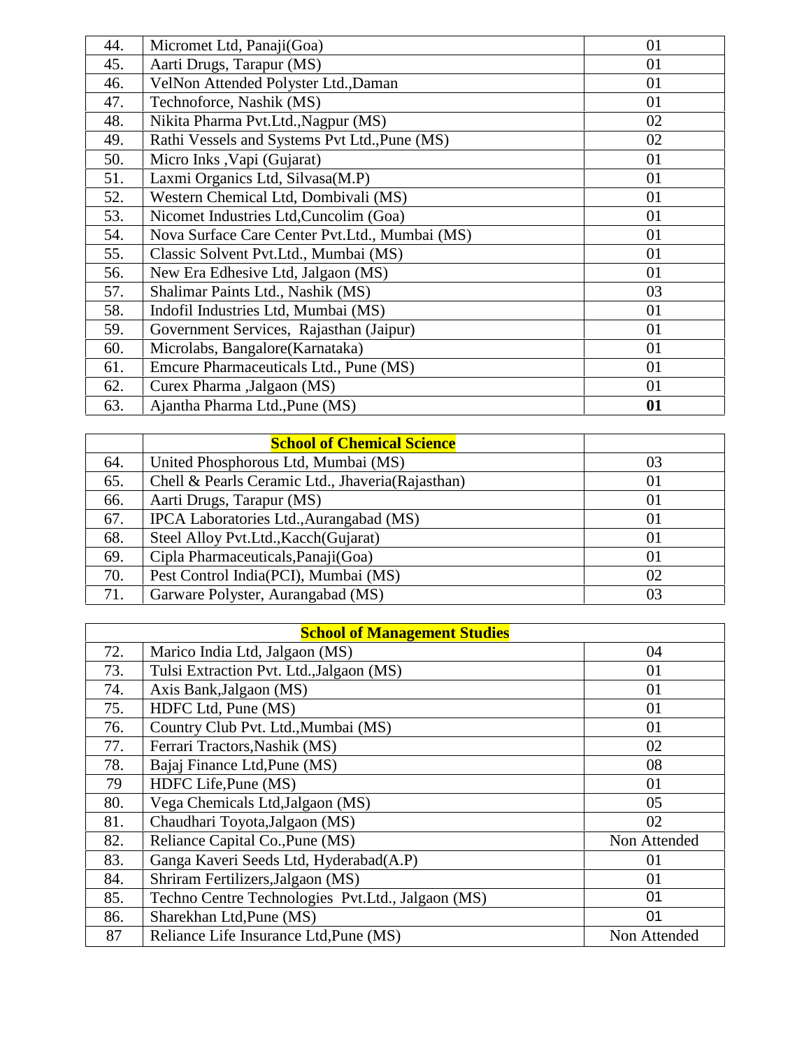| | | |
|---|---|---|
| 44. | Micromet Ltd, Panaji(Goa) | 01 |
| 45. | Aarti Drugs, Tarapur (MS) | 01 |
| 46. | VelNon Attended Polyster Ltd.,Daman | 01 |
| 47. | Technoforce, Nashik (MS) | 01 |
| 48. | Nikita Pharma Pvt.Ltd.,Nagpur (MS) | 02 |
| 49. | Rathi Vessels and Systems Pvt Ltd.,Pune (MS) | 02 |
| 50. | Micro Inks ,Vapi (Gujarat) | 01 |
| 51. | Laxmi Organics Ltd, Silvasa(M.P) | 01 |
| 52. | Western Chemical Ltd, Dombivali (MS) | 01 |
| 53. | Nicomet Industries Ltd,Cuncolim (Goa) | 01 |
| 54. | Nova Surface Care Center Pvt.Ltd., Mumbai (MS) | 01 |
| 55. | Classic Solvent Pvt.Ltd., Mumbai (MS) | 01 |
| 56. | New Era Edhesive Ltd, Jalgaon (MS) | 01 |
| 57. | Shalimar Paints Ltd., Nashik (MS) | 03 |
| 58. | Indofil Industries Ltd, Mumbai (MS) | 01 |
| 59. | Government Services, Rajasthan (Jaipur) | 01 |
| 60. | Microlabs, Bangalore(Karnataka) | 01 |
| 61. | Emcure Pharmaceuticals Ltd., Pune (MS) | 01 |
| 62. | Curex Pharma ,Jalgaon (MS) | 01 |
| 63. | Ajantha Pharma Ltd.,Pune (MS) | **01** |

| | **School of Chemical Science** | |
|---|---|---|
| 64. | United Phosphorous Ltd, Mumbai (MS) | 03 |
| 65. | Chell & Pearls Ceramic Ltd., Jhaveria(Rajasthan) | 01 |
| 66. | Aarti Drugs, Tarapur (MS) | 01 |
| 67. | IPCA Laboratories Ltd.,Aurangabad (MS) | 01 |
| 68. | Steel Alloy Pvt.Ltd.,Kacch(Gujarat) | 01 |
| 69. | Cipla Pharmaceuticals,Panaji(Goa) | 01 |
| 70. | Pest Control India(PCI), Mumbai (MS) | 02 |
| 71. | Garware Polyster, Aurangabad (MS) | 03 |

| **School of Management Studies** | | |
|---|---|---|
| 72. | Marico India Ltd, Jalgaon (MS) | 04 |
| 73. | Tulsi Extraction Pvt. Ltd.,Jalgaon (MS) | 01 |
| 74. | Axis Bank,Jalgaon (MS) | 01 |
| 75. | HDFC Ltd, Pune (MS) | 01 |
| 76. | Country Club Pvt. Ltd.,Mumbai (MS) | 01 |
| 77. | Ferrari Tractors,Nashik (MS) | 02 |
| 78. | Bajaj Finance Ltd,Pune (MS) | 08 |
| 79 | HDFC Life,Pune (MS) | 01 |
| 80. | Vega Chemicals Ltd,Jalgaon (MS) | 05 |
| 81. | Chaudhari Toyota,Jalgaon (MS) | 02 |
| 82. | Reliance Capital Co.,Pune (MS) | Non Attended |
| 83. | Ganga Kaveri Seeds Ltd, Hyderabad(A.P) | 01 |
| 84. | Shriram Fertilizers,Jalgaon (MS) | 01 |
| 85. | Techno Centre Technologies Pvt.Ltd., Jalgaon (MS) | 01 |
| 86. | Sharekhan Ltd,Pune (MS) | 01 |
| 87 | Reliance Life Insurance Ltd,Pune (MS) | Non Attended |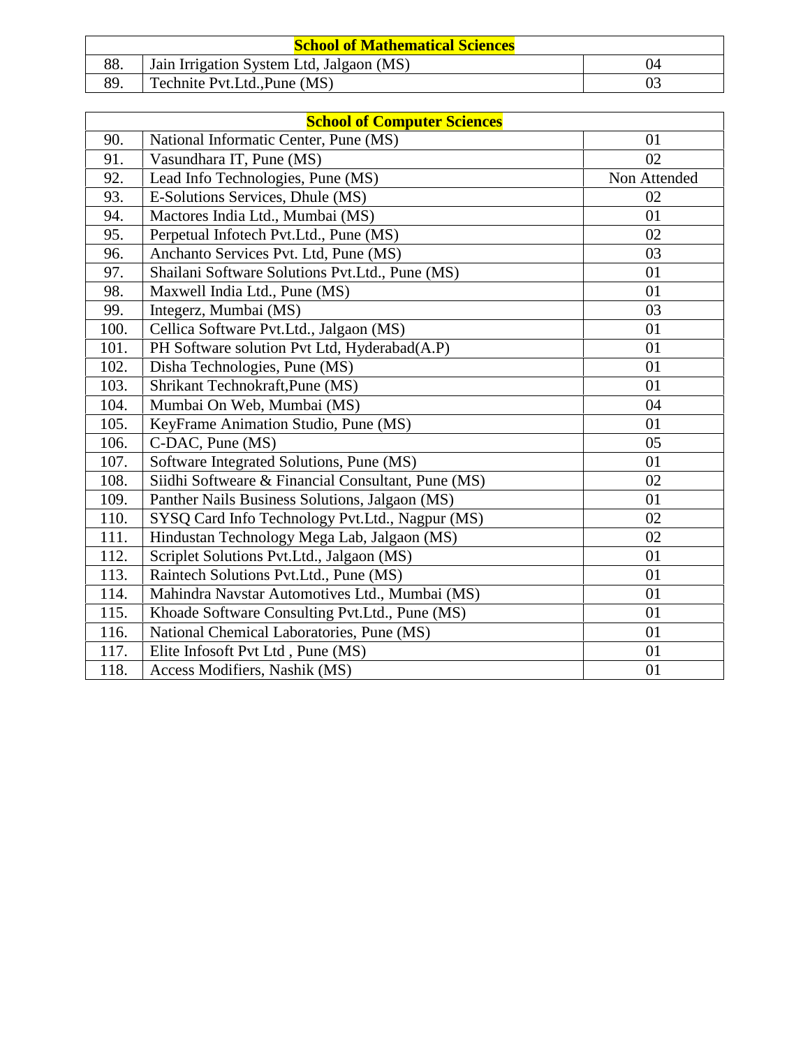| | | |
|---|---|---|
| **School of Mathematical Sciences** | | |
| 88. | Jain Irrigation System Ltd, Jalgaon (MS) | 04 |
| 89. | Technite Pvt.Ltd.,Pune (MS) | 03 |

| | | |
|---|---|---|
| **School of Computer Sciences** | | |
| 90. | National Informatic Center, Pune (MS) | 01 |
| 91. | Vasundhara IT, Pune (MS) | 02 |
| 92. | Lead Info Technologies, Pune (MS) | Non Attended |
| 93. | E-Solutions Services, Dhule (MS) | 02 |
| 94. | Mactores India Ltd., Mumbai (MS) | 01 |
| 95. | Perpetual Infotech Pvt.Ltd., Pune (MS) | 02 |
| 96. | Anchanto Services Pvt. Ltd, Pune (MS) | 03 |
| 97. | Shailani Software Solutions Pvt.Ltd., Pune (MS) | 01 |
| 98. | Maxwell India Ltd., Pune (MS) | 01 |
| 99. | Integerz, Mumbai (MS) | 03 |
| 100. | Cellica Software Pvt.Ltd., Jalgaon (MS) | 01 |
| 101. | PH Software solution Pvt Ltd, Hyderabad(A.P) | 01 |
| 102. | Disha Technologies, Pune (MS) | 01 |
| 103. | Shrikant Technokraft,Pune (MS) | 01 |
| 104. | Mumbai On Web, Mumbai (MS) | 04 |
| 105. | KeyFrame Animation Studio, Pune (MS) | 01 |
| 106. | C-DAC, Pune (MS) | 05 |
| 107. | Software Integrated Solutions, Pune (MS) | 01 |
| 108. | Siidhi Softweare & Financial Consultant, Pune (MS) | 02 |
| 109. | Panther Nails Business Solutions, Jalgaon (MS) | 01 |
| 110. | SYSQ Card Info Technology Pvt.Ltd., Nagpur (MS) | 02 |
| 111. | Hindustan Technology Mega Lab, Jalgaon (MS) | 02 |
| 112. | Scriplet Solutions Pvt.Ltd., Jalgaon (MS) | 01 |
| 113. | Raintech Solutions Pvt.Ltd., Pune (MS) | 01 |
| 114. | Mahindra Navstar Automotives Ltd., Mumbai (MS) | 01 |
| 115. | Khoade Software Consulting Pvt.Ltd., Pune (MS) | 01 |
| 116. | National Chemical Laboratories, Pune (MS) | 01 |
| 117. | Elite Infosoft Pvt Ltd , Pune (MS) | 01 |
| 118. | Access Modifiers, Nashik (MS) | 01 |